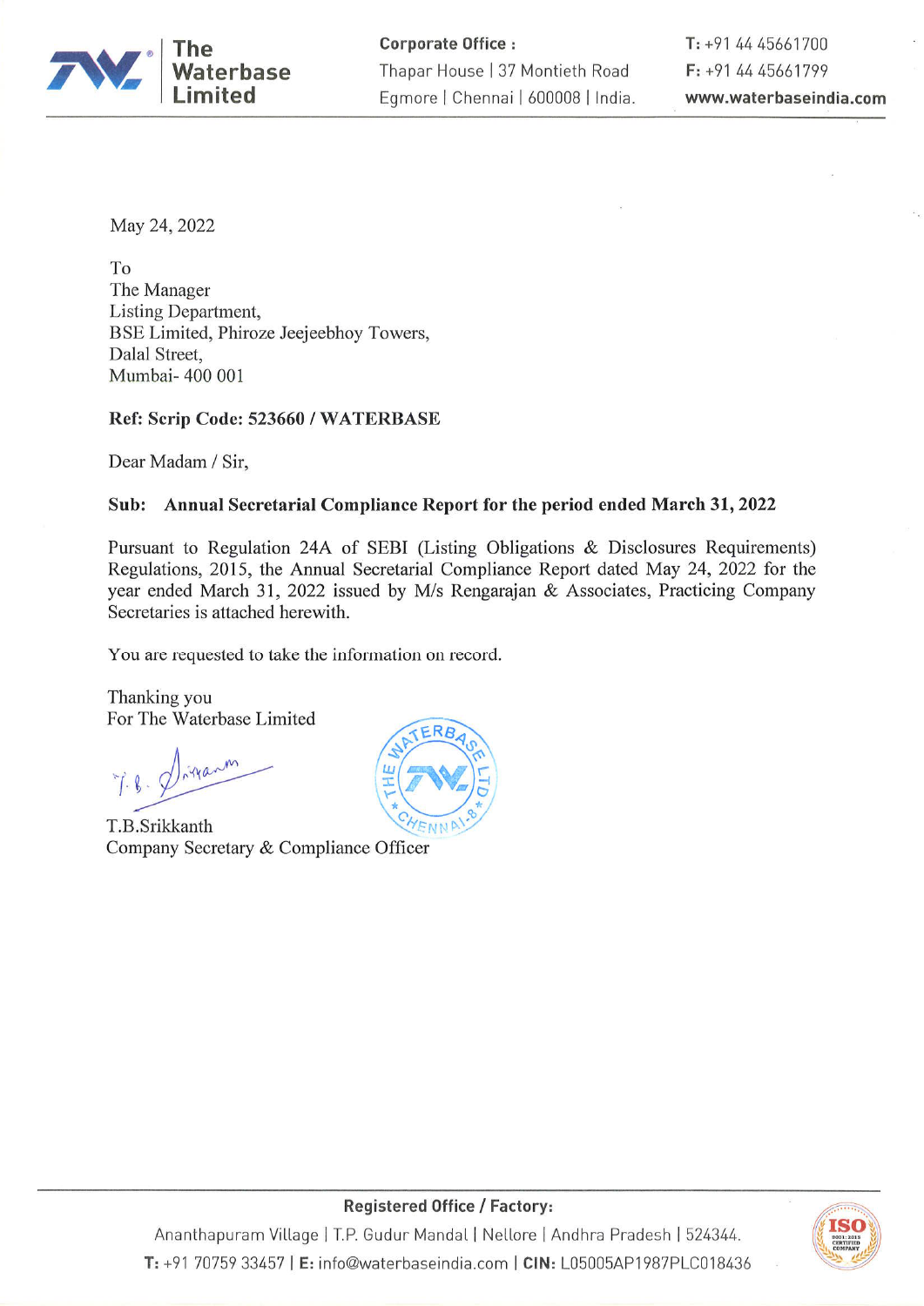The Waterbase Limited

**Corporate Office :**
Thapar House | 37 Montieth Road
Egmore | Chennai | 600008 | India.

**T:** +91 44 45661700
**F:** +91 44 45661799
**www.waterbaseindia.com**

May 24, 2022

To
The Manager
Listing Department,
BSE Limited, Phiroze Jeejeebhoy Towers,
Dalal Street,
Mumbai- 400 001

**Ref: Scrip Code: 523660 / WATERBASE**

Dear Madam / Sir,

**Sub: Annual Secretarial Compliance Report for the period ended March 31, 2022**

Pursuant to Regulation 24A of SEBI (Listing Obligations & Disclosures Requirements) Regulations, 2015, the Annual Secretarial Compliance Report dated May 24, 2022 for the year ended March 31, 2022 issued by M/s Rengarajan & Associates, Practicing Company Secretaries is attached herewith.

You are requested to take the information on record.

Thanking you
For The Waterbase Limited

T.B.Srikkanth
Company Secretary & Compliance Officer

**Registered Office / Factory:**
Ananthapuram Village | T.P. Gudur Mandal | Nellore | Andhra Pradesh | 524344.
**T:** +91 70759 33457 | **E:** info@waterbaseindia.com | **CIN:** L05005AP1987PLC018436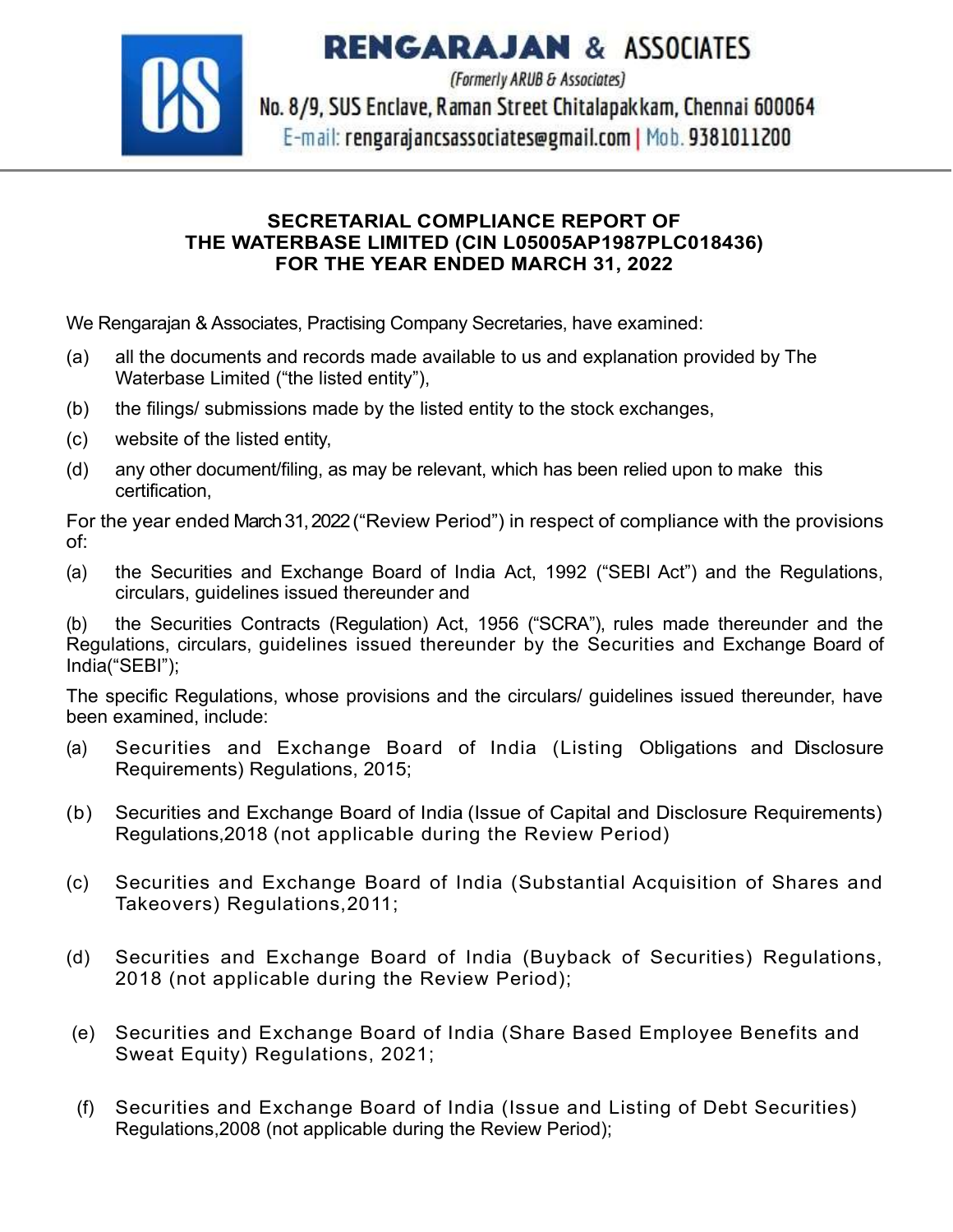**RENGARAJAN & ASSOCIATES**

*(Formerly ARUB & Associates)*

No. 8/9, SUS Enclave, Raman Street Chitalapakkam, Chennai 600064

E-mail: rengarajancsassociates@gmail.com | Mob. 9381011200

**SECRETARIAL COMPLIANCE REPORT OF THE WATERBASE LIMITED (CIN L05005AP1987PLC018436) FOR THE YEAR ENDED MARCH 31, 2022**

We Rengarajan & Associates, Practising Company Secretaries, have examined:

(a) all the documents and records made available to us and explanation provided by The Waterbase Limited ("the listed entity"),

(b) the filings/ submissions made by the listed entity to the stock exchanges,

(c) website of the listed entity,

(d) any other document/filing, as may be relevant, which has been relied upon to make this certification,

For the year ended March 31, 2022 ("Review Period") in respect of compliance with the provisions of:

(a) the Securities and Exchange Board of India Act, 1992 ("SEBI Act") and the Regulations, circulars, guidelines issued thereunder and

(b) the Securities Contracts (Regulation) Act, 1956 ("SCRA"), rules made thereunder and the Regulations, circulars, guidelines issued thereunder by the Securities and Exchange Board of India("SEBI");

The specific Regulations, whose provisions and the circulars/ guidelines issued thereunder, have been examined, include:

(a) Securities and Exchange Board of India (Listing Obligations and Disclosure Requirements) Regulations, 2015;

(b) Securities and Exchange Board of India (Issue of Capital and Disclosure Requirements) Regulations,2018 (not applicable during the Review Period)

(c) Securities and Exchange Board of India (Substantial Acquisition of Shares and Takeovers) Regulations,2011;

(d) Securities and Exchange Board of India (Buyback of Securities) Regulations, 2018 (not applicable during the Review Period);

(e) Securities and Exchange Board of India (Share Based Employee Benefits and Sweat Equity) Regulations, 2021;

(f) Securities and Exchange Board of India (Issue and Listing of Debt Securities) Regulations,2008 (not applicable during the Review Period);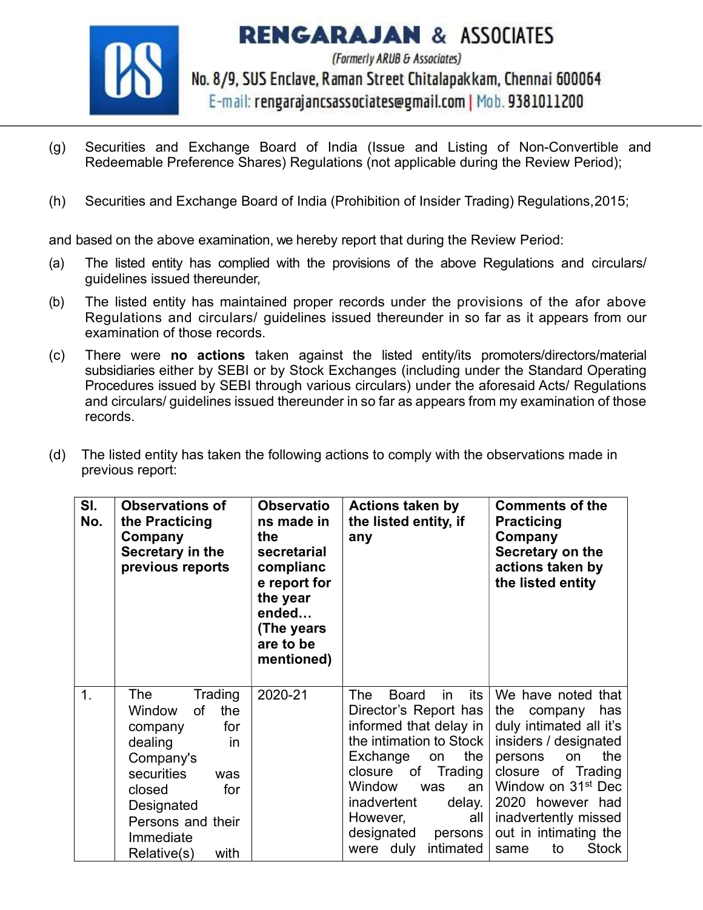(g) Securities and Exchange Board of India (Issue and Listing of Non-Convertible and Redeemable Preference Shares) Regulations (not applicable during the Review Period);

(h) Securities and Exchange Board of India (Prohibition of Insider Trading) Regulations,2015;

and based on the above examination, we hereby report that during the Review Period:

(a) The listed entity has complied with the provisions of the above Regulations and circulars/ guidelines issued thereunder,

(b) The listed entity has maintained proper records under the provisions of the afor above Regulations and circulars/ guidelines issued thereunder in so far as it appears from our examination of those records.

(c) There were **no actions** taken against the listed entity/its promoters/directors/material subsidiaries either by SEBI or by Stock Exchanges (including under the Standard Operating Procedures issued by SEBI through various circulars) under the aforesaid Acts/ Regulations and circulars/ guidelines issued thereunder in so far as appears from my examination of those records.

(d) The listed entity has taken the following actions to comply with the observations made in previous report:

| Sl. No. | Observations of the Practicing Company Secretary in the previous reports | Observations made in the secretarial compliance report for the year ended… (The years are to be mentioned) | Actions taken by the listed entity, if any | Comments of the Practicing Company Secretary on the actions taken by the listed entity |
|---|---|---|---|---|
| 1. | The Trading Window of the company for dealing in Company's securities was closed for Designated Persons and their Immediate Relative(s) with | 2020-21 | The Board in its Director's Report has informed that delay in the intimation to Stock Exchange on the closure of Trading Window was an inadvertent delay. However, all designated persons were duly intimated | We have noted that the company has duly intimated all it's insiders / designated persons on the closure of Trading Window on 31st Dec 2020 however had inadvertently missed out in intimating the same to Stock |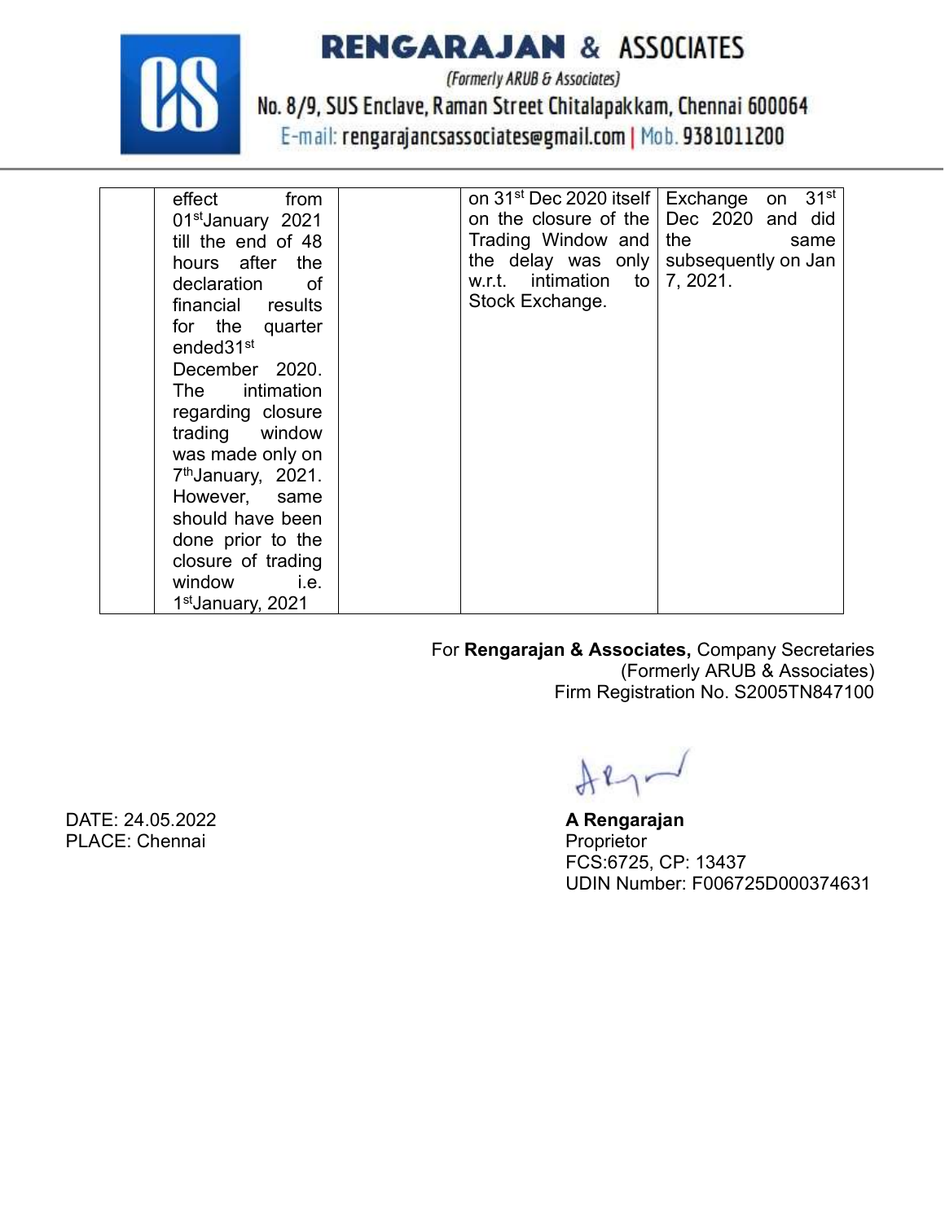| | | | | |
|---|---|---|---|---|
| | effect from 01st January 2021 till the end of 48 hours after the declaration of financial results for the quarter ended 31st December 2020. The intimation regarding closure trading window was made only on 7th January, 2021. However, same should have been done prior to the closure of trading window i.e. 1st January, 2021 | | on 31st Dec 2020 itself on the closure of the Trading Window and the delay was only w.r.t. intimation to Stock Exchange. | Exchange on 31st Dec 2020 and did the same subsequently on Jan 7, 2021. |

For **Rengarajan & Associates,** Company Secretaries
(Formerly ARUB & Associates)
Firm Registration No. S2005TN847100

DATE: 24.05.2022
PLACE: Chennai

**A Rengarajan**
Proprietor
FCS:6725, CP: 13437
UDIN Number: F006725D000374631